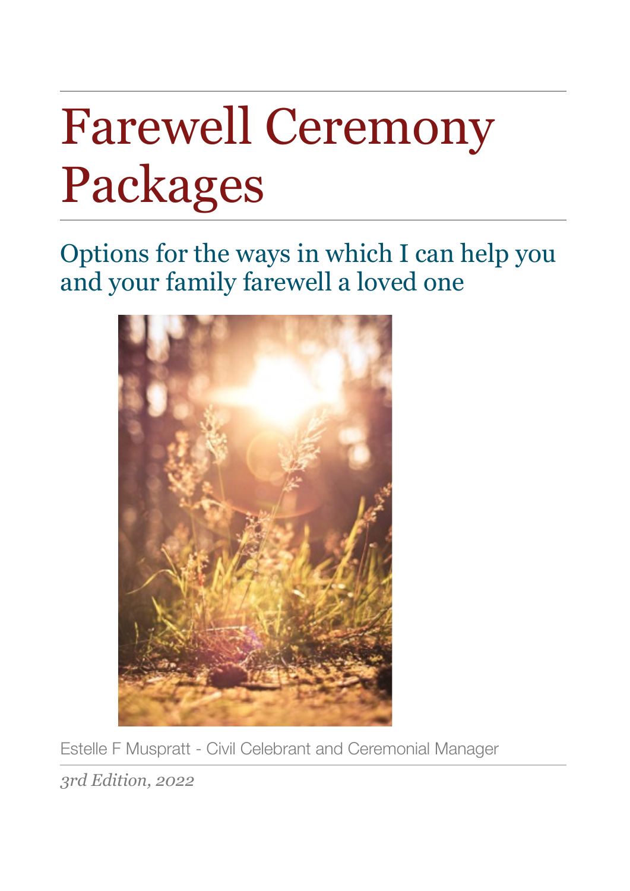# Farewell Ceremony Packages

## Options for the ways in which I can help you and your family farewell a loved one

Estelle F Muspratt - Civil Celebrant and Ceremonial Manager

*3rd Edition, 2022*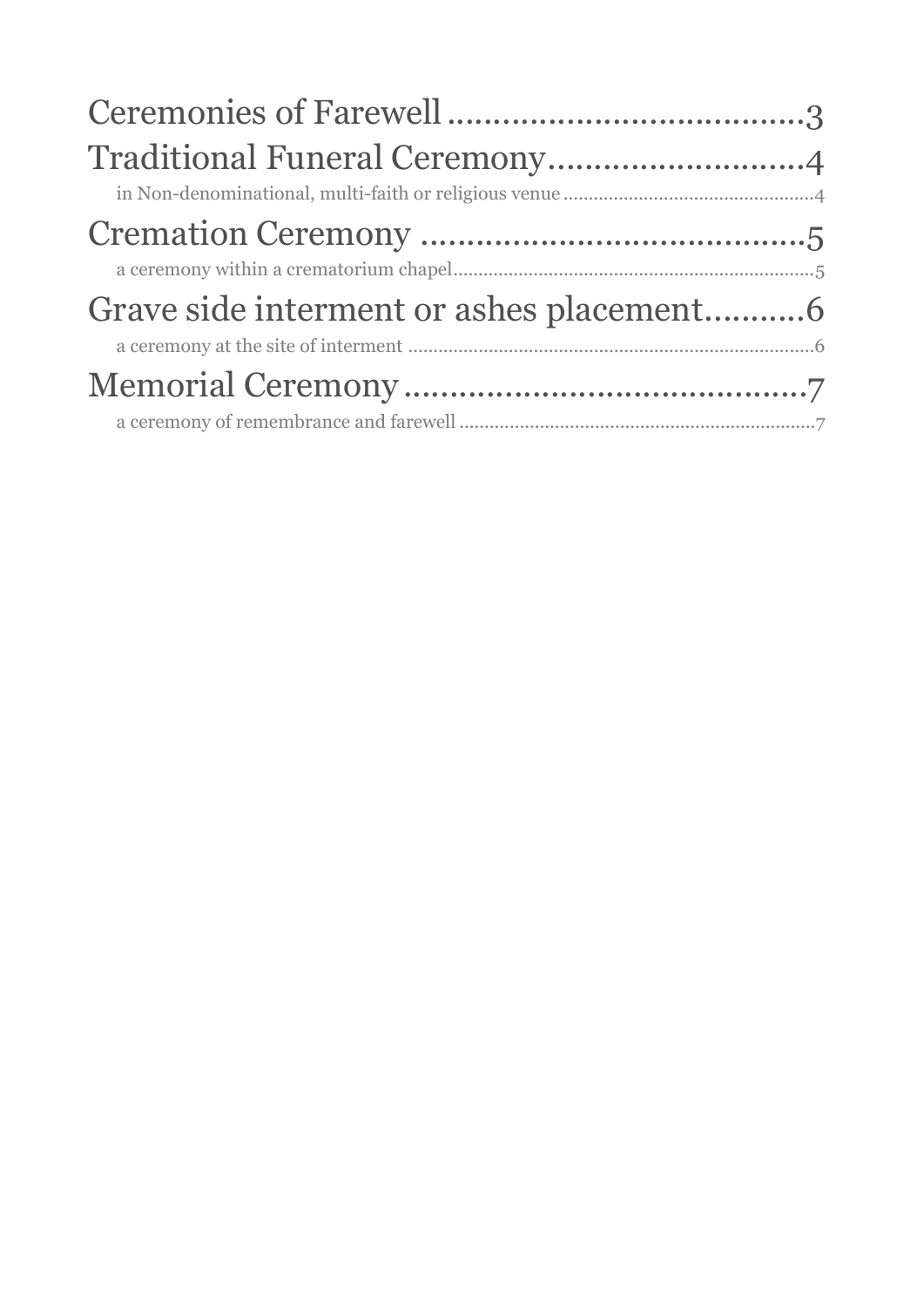Ceremonies of Farewell .................................... 3

Traditional Funeral Ceremony ......................... 4

- in Non-denominational, multi-faith or religious venue ....................................... 4

Cremation Ceremony ..................................... 5

- a ceremony within a crematorium chapel ............................................................. 5

Grave side interment or ashes placement .......... 6

- a ceremony at the site of interment ..................................................................... 6

Memorial Ceremony ....................................... 7

- a ceremony of remembrance and farewell ............................................................ 7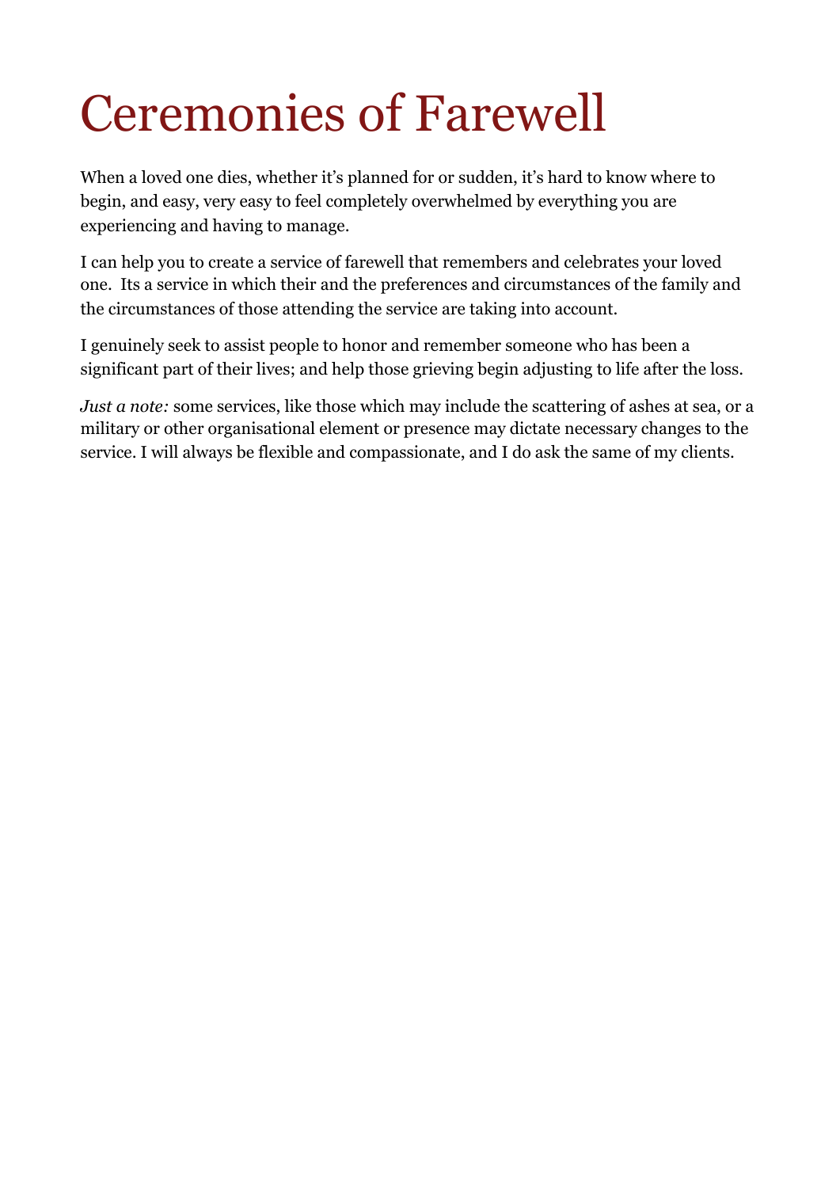# Ceremonies of Farewell

When a loved one dies, whether it's planned for or sudden, it's hard to know where to begin, and easy, very easy to feel completely overwhelmed by everything you are experiencing and having to manage.

I can help you to create a service of farewell that remembers and celebrates your loved one. Its a service in which their and the preferences and circumstances of the family and the circumstances of those attending the service are taking into account.

I genuinely seek to assist people to honor and remember someone who has been a significant part of their lives; and help those grieving begin adjusting to life after the loss.

*Just a note:* some services, like those which may include the scattering of ashes at sea, or a military or other organisational element or presence may dictate necessary changes to the service. I will always be flexible and compassionate, and I do ask the same of my clients.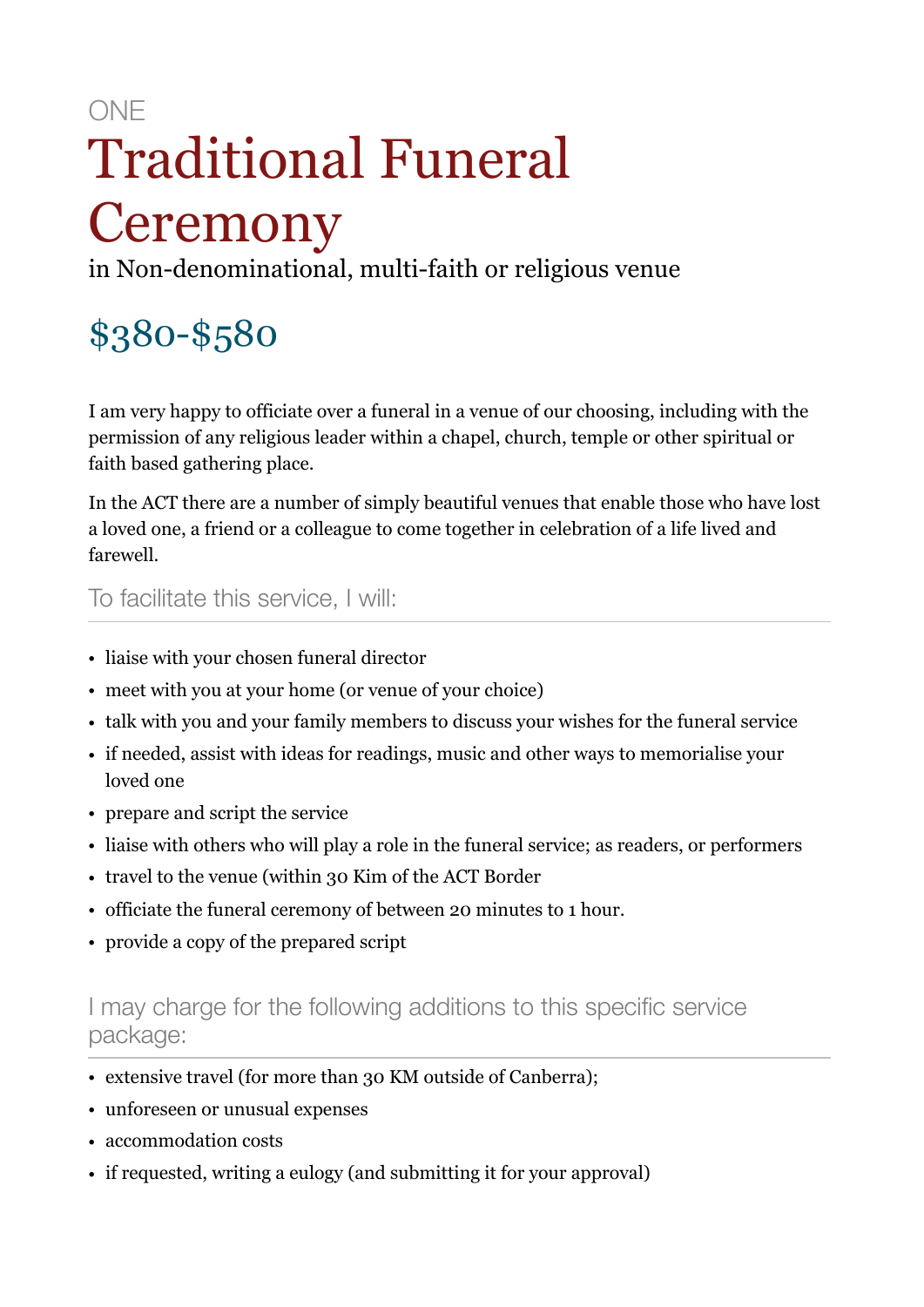ONE

# Traditional Funeral Ceremony

in Non-denominational, multi-faith or religious venue

## $380-$580

I am very happy to officiate over a funeral in a venue of our choosing, including with the permission of any religious leader within a chapel, church, temple or other spiritual or faith based gathering place.

In the ACT there are a number of simply beautiful venues that enable those who have lost a loved one, a friend or a colleague to come together in celebration of a life lived and farewell.

### To facilitate this service, I will:

- liaise with your chosen funeral director
- meet with you at your home (or venue of your choice)
- talk with you and your family members to discuss your wishes for the funeral service
- if needed, assist with ideas for readings, music and other ways to memorialise your loved one
- prepare and script the service
- liaise with others who will play a role in the funeral service; as readers, or performers
- travel to the venue (within 30 Kim of the ACT Border
- officiate the funeral ceremony of between 20 minutes to 1 hour.
- provide a copy of the prepared script

### I may charge for the following additions to this specific service package:

- extensive travel (for more than 30 KM outside of Canberra);
- unforeseen or unusual expenses
- accommodation costs
- if requested, writing a eulogy (and submitting it for your approval)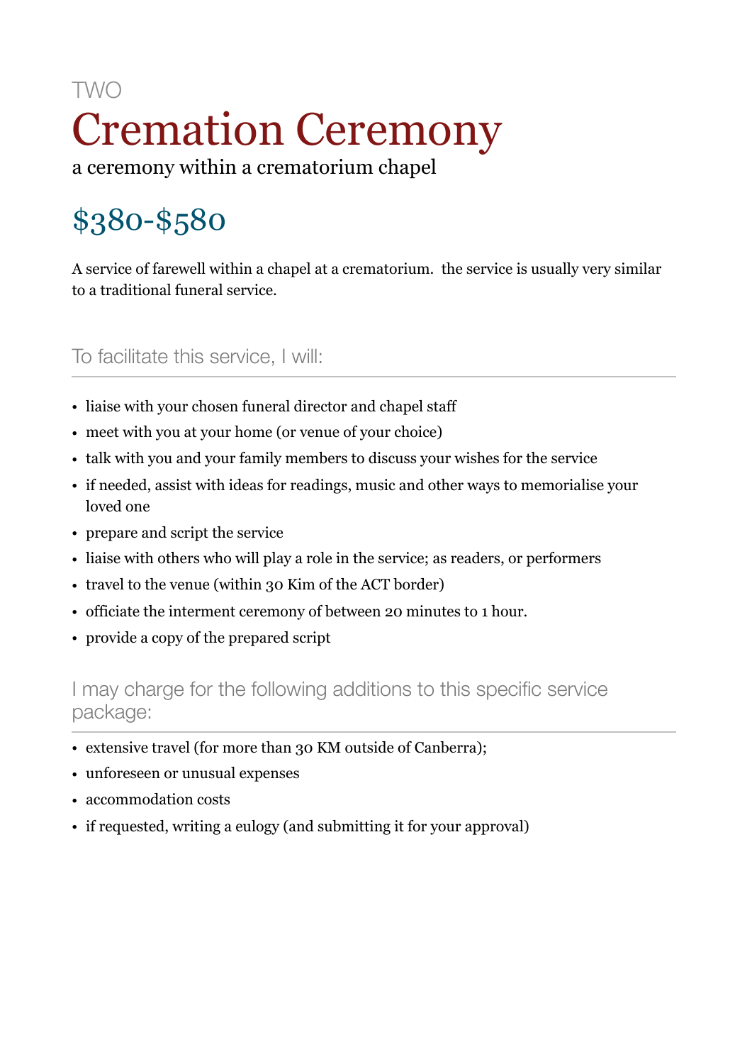TWO

# Cremation Ceremony

a ceremony within a crematorium chapel

## $380-$580

A service of farewell within a chapel at a crematorium.  the service is usually very similar to a traditional funeral service.

### To facilitate this service, I will:

- liaise with your chosen funeral director and chapel staff
- meet with you at your home (or venue of your choice)
- talk with you and your family members to discuss your wishes for the service
- if needed, assist with ideas for readings, music and other ways to memorialise your loved one
- prepare and script the service
- liaise with others who will play a role in the service; as readers, or performers
- travel to the venue (within 30 Kim of the ACT border)
- officiate the interment ceremony of between 20 minutes to 1 hour.
- provide a copy of the prepared script

### I may charge for the following additions to this specific service package:

- extensive travel (for more than 30 KM outside of Canberra);
- unforeseen or unusual expenses
- accommodation costs
- if requested, writing a eulogy (and submitting it for your approval)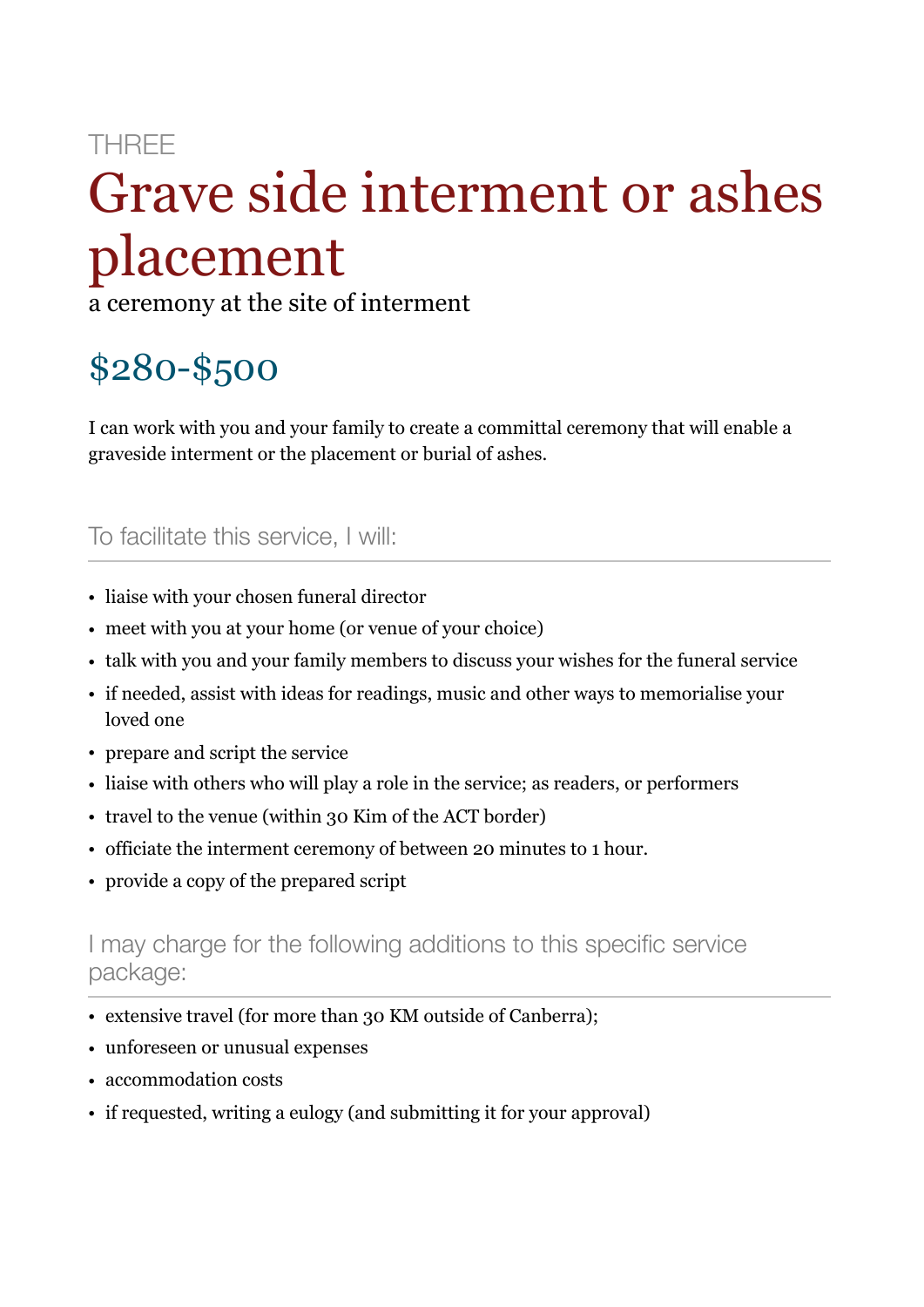THREE

# Grave side interment or ashes placement

a ceremony at the site of interment

## $280-$500

I can work with you and your family to create a committal ceremony that will enable a graveside interment or the placement or burial of ashes.

### To facilitate this service, I will:

- liaise with your chosen funeral director
- meet with you at your home (or venue of your choice)
- talk with you and your family members to discuss your wishes for the funeral service
- if needed, assist with ideas for readings, music and other ways to memorialise your loved one
- prepare and script the service
- liaise with others who will play a role in the service; as readers, or performers
- travel to the venue (within 30 Kim of the ACT border)
- officiate the interment ceremony of between 20 minutes to 1 hour.
- provide a copy of the prepared script

### I may charge for the following additions to this specific service package:

- extensive travel (for more than 30 KM outside of Canberra);
- unforeseen or unusual expenses
- accommodation costs
- if requested, writing a eulogy (and submitting it for your approval)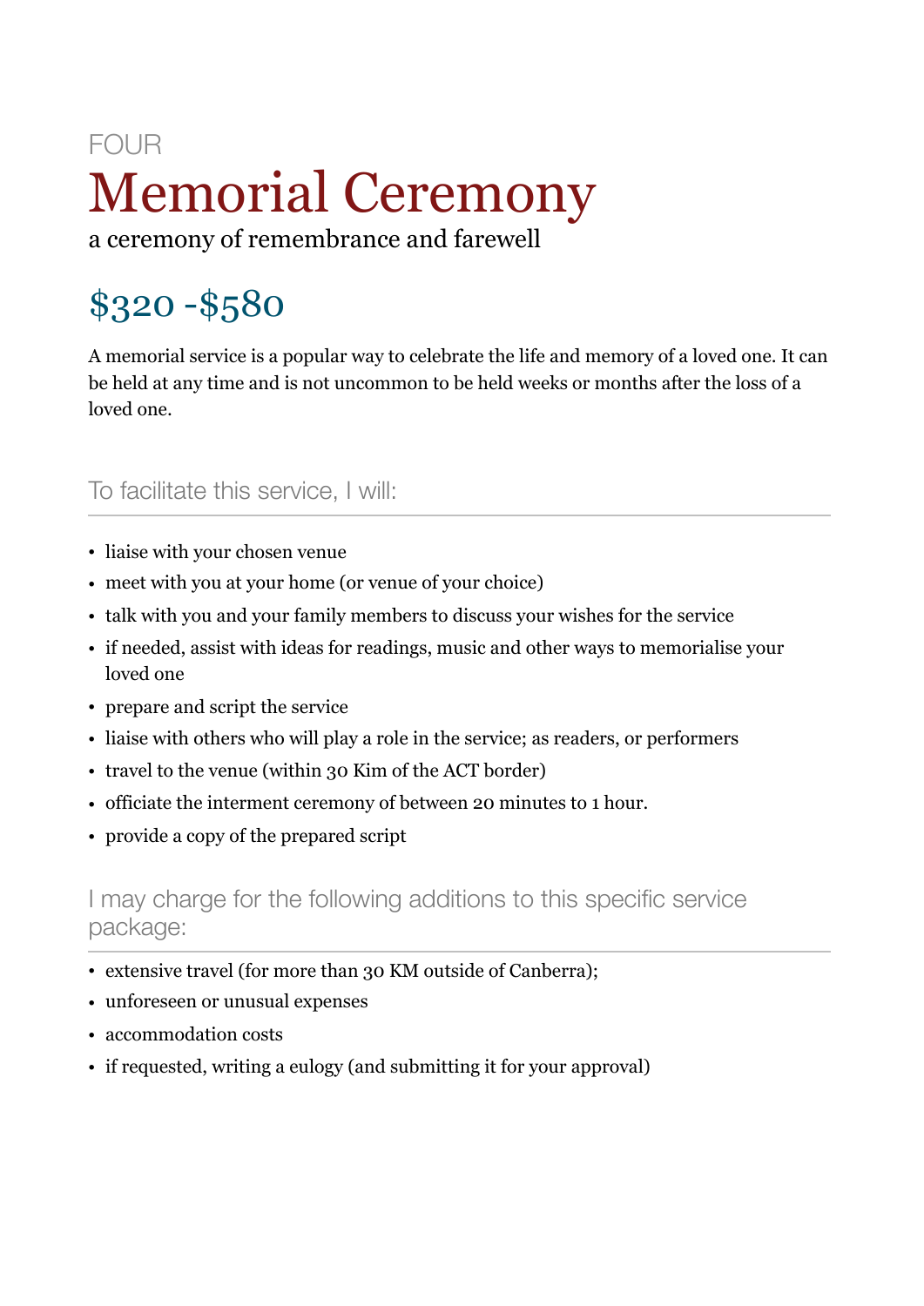FOUR

# Memorial Ceremony

a ceremony of remembrance and farewell

## $320 -$580

A memorial service is a popular way to celebrate the life and memory of a loved one. It can be held at any time and is not uncommon to be held weeks or months after the loss of a loved one.

### To facilitate this service, I will:

- liaise with your chosen venue
- meet with you at your home (or venue of your choice)
- talk with you and your family members to discuss your wishes for the service
- if needed, assist with ideas for readings, music and other ways to memorialise your loved one
- prepare and script the service
- liaise with others who will play a role in the service; as readers, or performers
- travel to the venue (within 30 Kim of the ACT border)
- officiate the interment ceremony of between 20 minutes to 1 hour.
- provide a copy of the prepared script

### I may charge for the following additions to this specific service package:

- extensive travel (for more than 30 KM outside of Canberra);
- unforeseen or unusual expenses
- accommodation costs
- if requested, writing a eulogy (and submitting it for your approval)